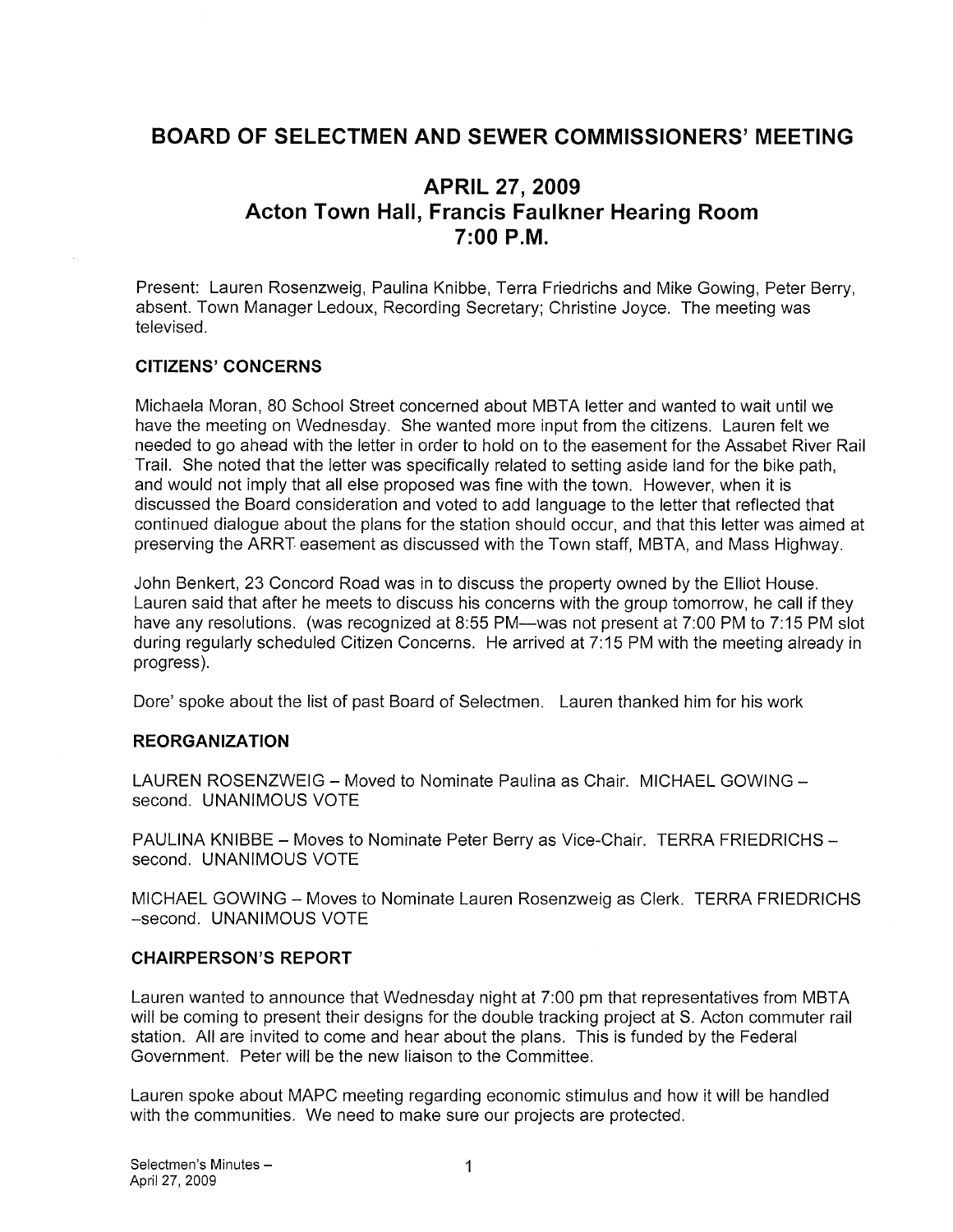# BOARD OF SELECTMEN AND SEWER COMMISSIONERS' MEETING

## APRIL 27, 2009
## Acton Town Hall, Francis Faulkner Hearing Room
## 7:00 P.M.

Present: Lauren Rosenzweig, Paulina Knibbe, Terra Friedrichs and Mike Gowing, Peter Berry, absent. Town Manager Ledoux, Recording Secretary; Christine Joyce. The meeting was televised.

### CITIZENS' CONCERNS

Michaela Moran, 80 School Street concerned about MBTA letter and wanted to wait until we have the meeting on Wednesday. She wanted more input from the citizens. Lauren felt we needed to go ahead with the letter in order to hold on to the easement for the Assabet River Rail Trail. She noted that the letter was specifically related to setting aside land for the bike path, and would not imply that all else proposed was fine with the town. However, when it is discussed the Board consideration and voted to add language to the letter that reflected that continued dialogue about the plans for the station should occur, and that this letter was aimed at preserving the ARRT easement as discussed with the Town staff, MBTA, and Mass Highway.

John Benkert, 23 Concord Road was in to discuss the property owned by the Elliot House. Lauren said that after he meets to discuss his concerns with the group tomorrow, he call if they have any resolutions. (was recognized at 8:55 PM—was not present at 7:00 PM to 7:15 PM slot during regularly scheduled Citizen Concerns. He arrived at 7:15 PM with the meeting already in progress).

Dore' spoke about the list of past Board of Selectmen. Lauren thanked him for his work

### REORGANIZATION

LAUREN ROSENZWEIG – Moved to Nominate Paulina as Chair. MICHAEL GOWING – second. UNANIMOUS VOTE

PAULINA KNIBBE – Moves to Nominate Peter Berry as Vice-Chair. TERRA FRIEDRICHS – second. UNANIMOUS VOTE

MICHAEL GOWING – Moves to Nominate Lauren Rosenzweig as Clerk. TERRA FRIEDRICHS –second. UNANIMOUS VOTE

### CHAIRPERSON'S REPORT

Lauren wanted to announce that Wednesday night at 7:00 pm that representatives from MBTA will be coming to present their designs for the double tracking project at S. Acton commuter rail station. All are invited to come and hear about the plans. This is funded by the Federal Government. Peter will be the new liaison to the Committee.

Lauren spoke about MAPC meeting regarding economic stimulus and how it will be handled with the communities. We need to make sure our projects are protected.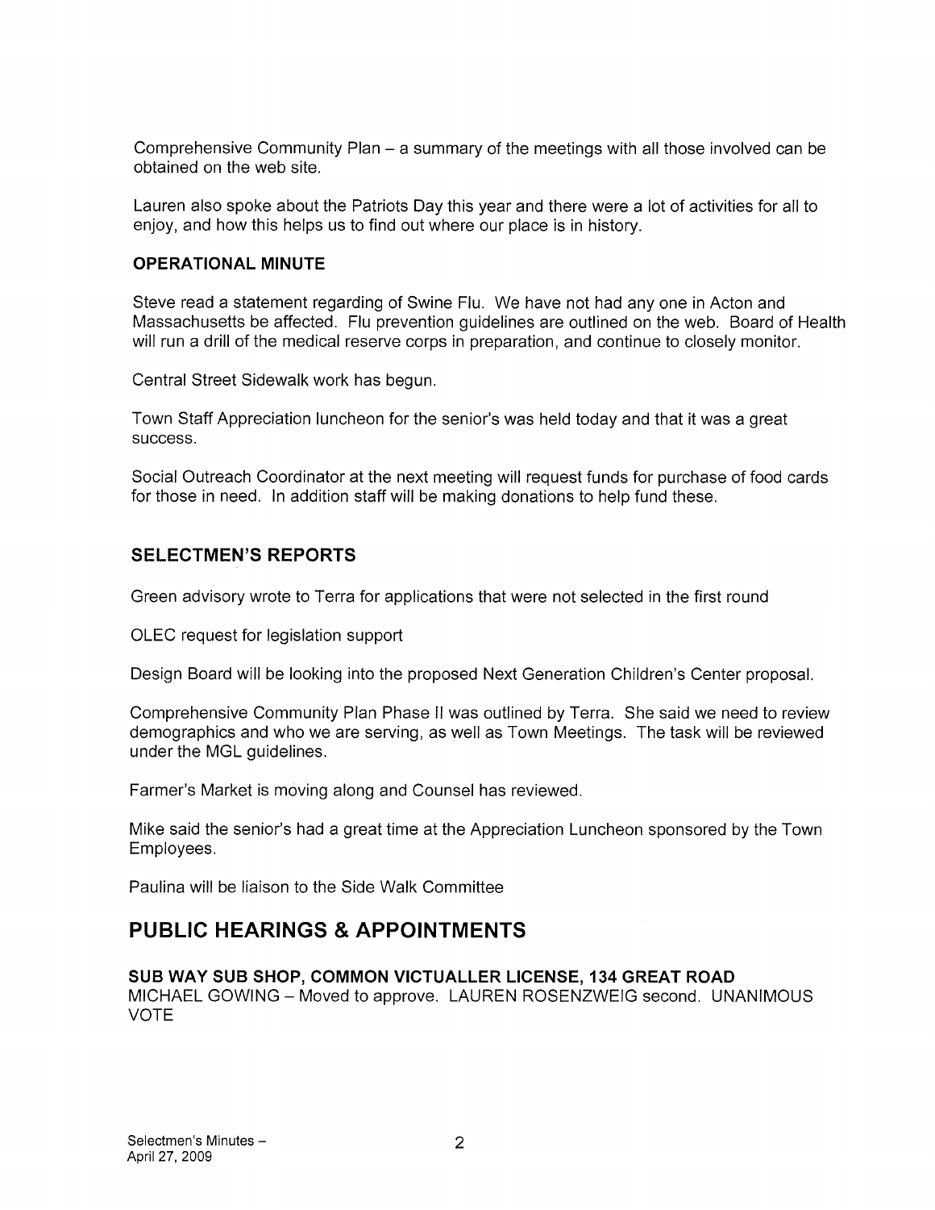Comprehensive Community Plan – a summary of the meetings with all those involved can be obtained on the web site.

Lauren also spoke about the Patriots Day this year and there were a lot of activities for all to enjoy, and how this helps us to find out where our place is in history.

**OPERATIONAL MINUTE**

Steve read a statement regarding of Swine Flu. We have not had any one in Acton and Massachusetts be affected. Flu prevention guidelines are outlined on the web. Board of Health will run a drill of the medical reserve corps in preparation, and continue to closely monitor.

Central Street Sidewalk work has begun.

Town Staff Appreciation luncheon for the senior's was held today and that it was a great success.

Social Outreach Coordinator at the next meeting will request funds for purchase of food cards for those in need. In addition staff will be making donations to help fund these.

## SELECTMEN'S REPORTS

Green advisory wrote to Terra for applications that were not selected in the first round

OLEC request for legislation support

Design Board will be looking into the proposed Next Generation Children's Center proposal.

Comprehensive Community Plan Phase II was outlined by Terra. She said we need to review demographics and who we are serving, as well as Town Meetings. The task will be reviewed under the MGL guidelines.

Farmer's Market is moving along and Counsel has reviewed.

Mike said the senior's had a great time at the Appreciation Luncheon sponsored by the Town Employees.

Paulina will be liaison to the Side Walk Committee

# PUBLIC HEARINGS & APPOINTMENTS

**SUB WAY SUB SHOP, COMMON VICTUALLER LICENSE, 134 GREAT ROAD**
MICHAEL GOWING – Moved to approve. LAUREN ROSENZWEIG second. UNANIMOUS VOTE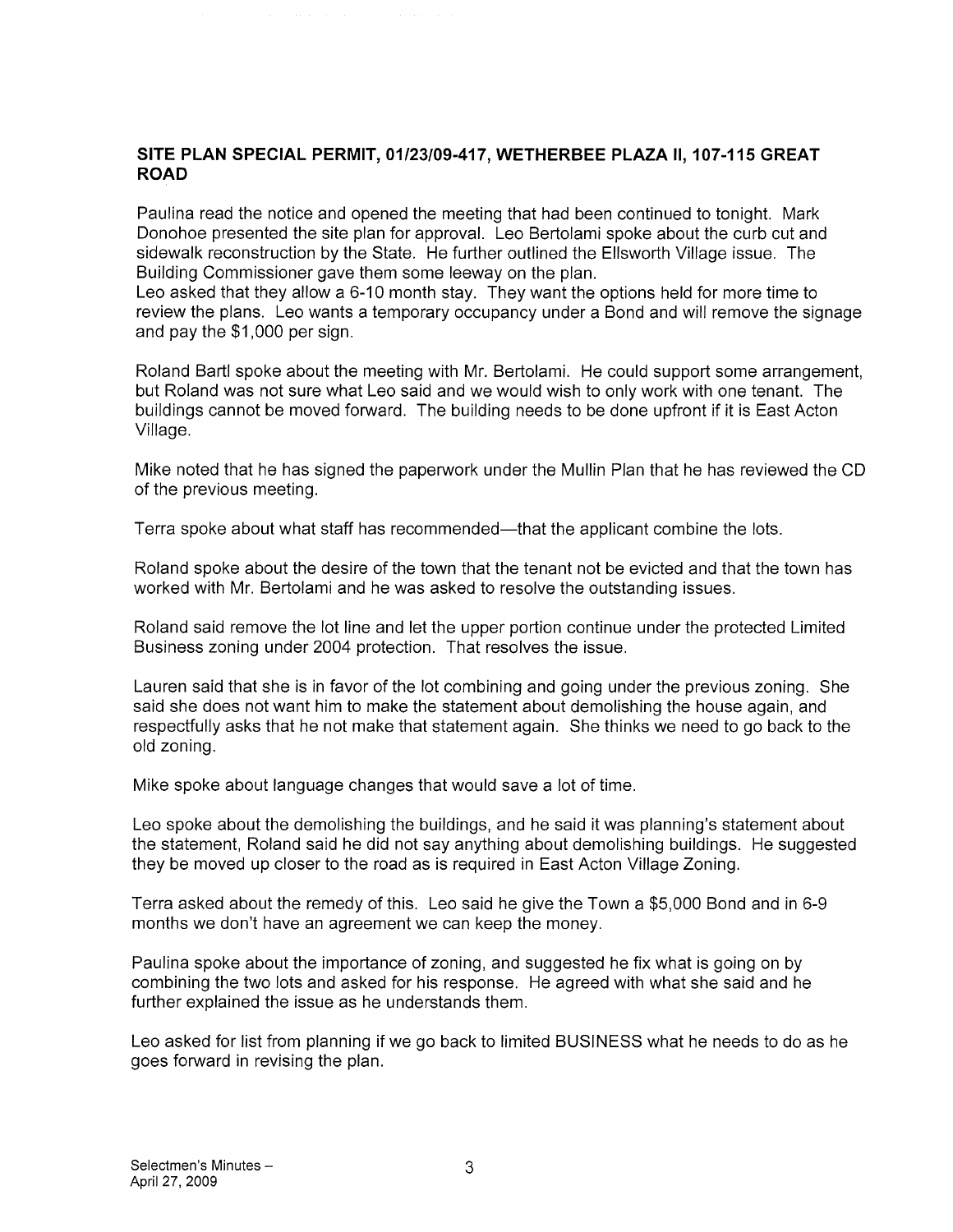**SITE PLAN SPECIAL PERMIT, 01/23/09-417, WETHERBEE PLAZA II, 107-115 GREAT ROAD**

Paulina read the notice and opened the meeting that had been continued to tonight. Mark Donohoe presented the site plan for approval. Leo Bertolami spoke about the curb cut and sidewalk reconstruction by the State. He further outlined the Ellsworth Village issue. The Building Commissioner gave them some leeway on the plan.
Leo asked that they allow a 6-10 month stay. They want the options held for more time to review the plans. Leo wants a temporary occupancy under a Bond and will remove the signage and pay the $1,000 per sign.

Roland Bartl spoke about the meeting with Mr. Bertolami. He could support some arrangement, but Roland was not sure what Leo said and we would wish to only work with one tenant. The buildings cannot be moved forward. The building needs to be done upfront if it is East Acton Village.

Mike noted that he has signed the paperwork under the Mullin Plan that he has reviewed the CD of the previous meeting.

Terra spoke about what staff has recommended—that the applicant combine the lots.

Roland spoke about the desire of the town that the tenant not be evicted and that the town has worked with Mr. Bertolami and he was asked to resolve the outstanding issues.

Roland said remove the lot line and let the upper portion continue under the protected Limited Business zoning under 2004 protection. That resolves the issue.

Lauren said that she is in favor of the lot combining and going under the previous zoning. She said she does not want him to make the statement about demolishing the house again, and respectfully asks that he not make that statement again. She thinks we need to go back to the old zoning.

Mike spoke about language changes that would save a lot of time.

Leo spoke about the demolishing the buildings, and he said it was planning's statement about the statement, Roland said he did not say anything about demolishing buildings. He suggested they be moved up closer to the road as is required in East Acton Village Zoning.

Terra asked about the remedy of this. Leo said he give the Town a $5,000 Bond and in 6-9 months we don't have an agreement we can keep the money.

Paulina spoke about the importance of zoning, and suggested he fix what is going on by combining the two lots and asked for his response. He agreed with what she said and he further explained the issue as he understands them.

Leo asked for list from planning if we go back to limited BUSINESS what he needs to do as he goes forward in revising the plan.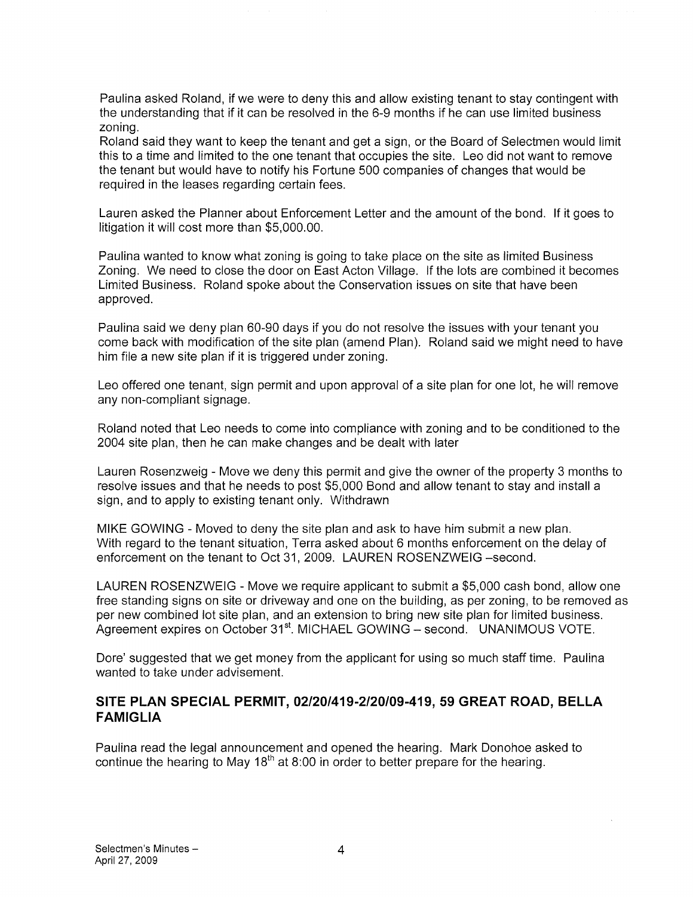Paulina asked Roland, if we were to deny this and allow existing tenant to stay contingent with the understanding that if it can be resolved in the 6-9 months if he can use limited business zoning.

Roland said they want to keep the tenant and get a sign, or the Board of Selectmen would limit this to a time and limited to the one tenant that occupies the site. Leo did not want to remove the tenant but would have to notify his Fortune 500 companies of changes that would be required in the leases regarding certain fees.

Lauren asked the Planner about Enforcement Letter and the amount of the bond. If it goes to litigation it will cost more than $5,000.00.

Paulina wanted to know what zoning is going to take place on the site as limited Business Zoning. We need to close the door on East Acton Village. If the lots are combined it becomes Limited Business. Roland spoke about the Conservation issues on site that have been approved.

Paulina said we deny plan 60-90 days if you do not resolve the issues with your tenant you come back with modification of the site plan (amend Plan). Roland said we might need to have him file a new site plan if it is triggered under zoning.

Leo offered one tenant, sign permit and upon approval of a site plan for one lot, he will remove any non-compliant signage.

Roland noted that Leo needs to come into compliance with zoning and to be conditioned to the 2004 site plan, then he can make changes and be dealt with later

Lauren Rosenzweig - Move we deny this permit and give the owner of the property 3 months to resolve issues and that he needs to post $5,000 Bond and allow tenant to stay and install a sign, and to apply to existing tenant only. Withdrawn

MIKE GOWING - Moved to deny the site plan and ask to have him submit a new plan. With regard to the tenant situation, Terra asked about 6 months enforcement on the delay of enforcement on the tenant to Oct 31, 2009. LAUREN ROSENZWEIG –second.

LAUREN ROSENZWEIG - Move we require applicant to submit a $5,000 cash bond, allow one free standing signs on site or driveway and one on the building, as per zoning, to be removed as per new combined lot site plan, and an extension to bring new site plan for limited business. Agreement expires on October 31st. MICHAEL GOWING – second. UNANIMOUS VOTE.

Dore' suggested that we get money from the applicant for using so much staff time. Paulina wanted to take under advisement.

## SITE PLAN SPECIAL PERMIT, 02/20/419-2/20/09-419, 59 GREAT ROAD, BELLA FAMIGLIA

Paulina read the legal announcement and opened the hearing. Mark Donohoe asked to continue the hearing to May 18th at 8:00 in order to better prepare for the hearing.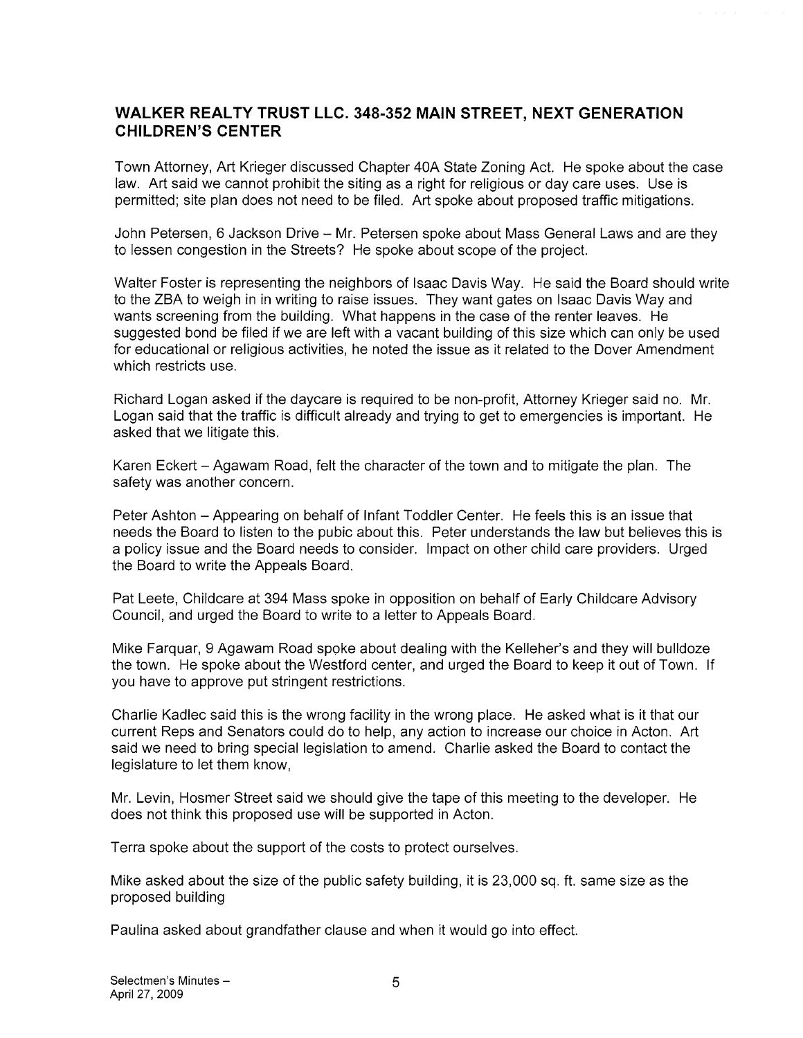## WALKER REALTY TRUST LLC. 348-352 MAIN STREET, NEXT GENERATION CHILDREN'S CENTER

Town Attorney, Art Krieger discussed Chapter 40A State Zoning Act. He spoke about the case law. Art said we cannot prohibit the siting as a right for religious or day care uses. Use is permitted; site plan does not need to be filed. Art spoke about proposed traffic mitigations.

John Petersen, 6 Jackson Drive – Mr. Petersen spoke about Mass General Laws and are they to lessen congestion in the Streets? He spoke about scope of the project.

Walter Foster is representing the neighbors of Isaac Davis Way. He said the Board should write to the ZBA to weigh in in writing to raise issues. They want gates on Isaac Davis Way and wants screening from the building. What happens in the case of the renter leaves. He suggested bond be filed if we are left with a vacant building of this size which can only be used for educational or religious activities, he noted the issue as it related to the Dover Amendment which restricts use.

Richard Logan asked if the daycare is required to be non-profit, Attorney Krieger said no. Mr. Logan said that the traffic is difficult already and trying to get to emergencies is important. He asked that we litigate this.

Karen Eckert – Agawam Road, felt the character of the town and to mitigate the plan. The safety was another concern.

Peter Ashton – Appearing on behalf of Infant Toddler Center. He feels this is an issue that needs the Board to listen to the pubic about this. Peter understands the law but believes this is a policy issue and the Board needs to consider. Impact on other child care providers. Urged the Board to write the Appeals Board.

Pat Leete, Childcare at 394 Mass spoke in opposition on behalf of Early Childcare Advisory Council, and urged the Board to write to a letter to Appeals Board.

Mike Farquar, 9 Agawam Road spoke about dealing with the Kelleher's and they will bulldoze the town. He spoke about the Westford center, and urged the Board to keep it out of Town. If you have to approve put stringent restrictions.

Charlie Kadlec said this is the wrong facility in the wrong place. He asked what is it that our current Reps and Senators could do to help, any action to increase our choice in Acton. Art said we need to bring special legislation to amend. Charlie asked the Board to contact the legislature to let them know,

Mr. Levin, Hosmer Street said we should give the tape of this meeting to the developer. He does not think this proposed use will be supported in Acton.

Terra spoke about the support of the costs to protect ourselves.

Mike asked about the size of the public safety building, it is 23,000 sq. ft. same size as the proposed building

Paulina asked about grandfather clause and when it would go into effect.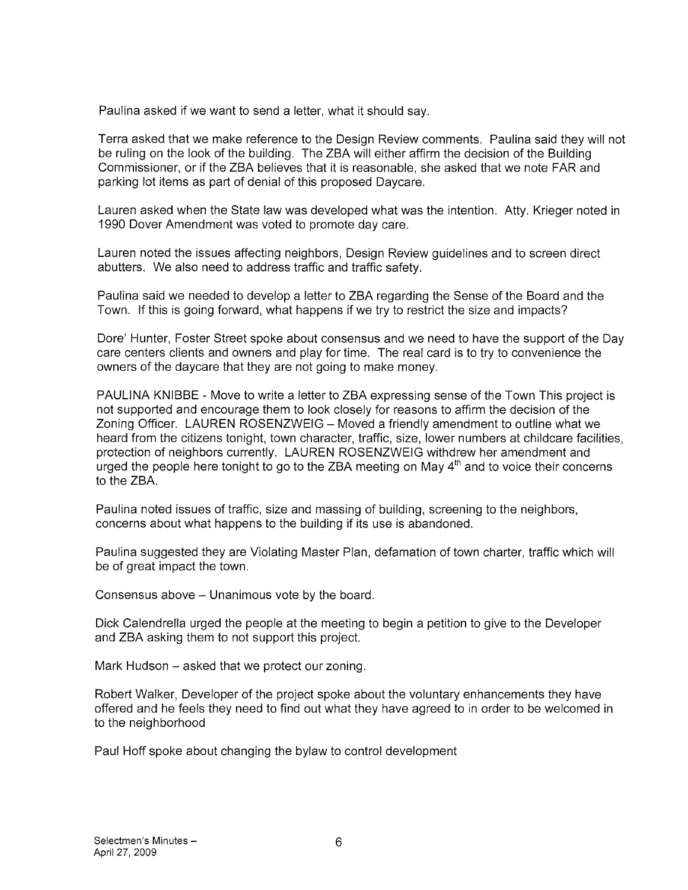Paulina asked if we want to send a letter, what it should say.

Terra asked that we make reference to the Design Review comments. Paulina said they will not be ruling on the look of the building. The ZBA will either affirm the decision of the Building Commissioner, or if the ZBA believes that it is reasonable, she asked that we note FAR and parking lot items as part of denial of this proposed Daycare.

Lauren asked when the State law was developed what was the intention. Atty. Krieger noted in 1990 Dover Amendment was voted to promote day care.

Lauren noted the issues affecting neighbors, Design Review guidelines and to screen direct abutters. We also need to address traffic and traffic safety.

Paulina said we needed to develop a letter to ZBA regarding the Sense of the Board and the Town. If this is going forward, what happens if we try to restrict the size and impacts?

Dore' Hunter, Foster Street spoke about consensus and we need to have the support of the Day care centers clients and owners and play for time. The real card is to try to convenience the owners of the daycare that they are not going to make money.

PAULINA KNIBBE - Move to write a letter to ZBA expressing sense of the Town This project is not supported and encourage them to look closely for reasons to affirm the decision of the Zoning Officer. LAUREN ROSENZWEIG – Moved a friendly amendment to outline what we heard from the citizens tonight, town character, traffic, size, lower numbers at childcare facilities, protection of neighbors currently. LAUREN ROSENZWEIG withdrew her amendment and urged the people here tonight to go to the ZBA meeting on May 4th and to voice their concerns to the ZBA.

Paulina noted issues of traffic, size and massing of building, screening to the neighbors, concerns about what happens to the building if its use is abandoned.

Paulina suggested they are Violating Master Plan, defamation of town charter, traffic which will be of great impact the town.

Consensus above – Unanimous vote by the board.

Dick Calendrella urged the people at the meeting to begin a petition to give to the Developer and ZBA asking them to not support this project.

Mark Hudson – asked that we protect our zoning.

Robert Walker, Developer of the project spoke about the voluntary enhancements they have offered and he feels they need to find out what they have agreed to in order to be welcomed in to the neighborhood

Paul Hoff spoke about changing the bylaw to control development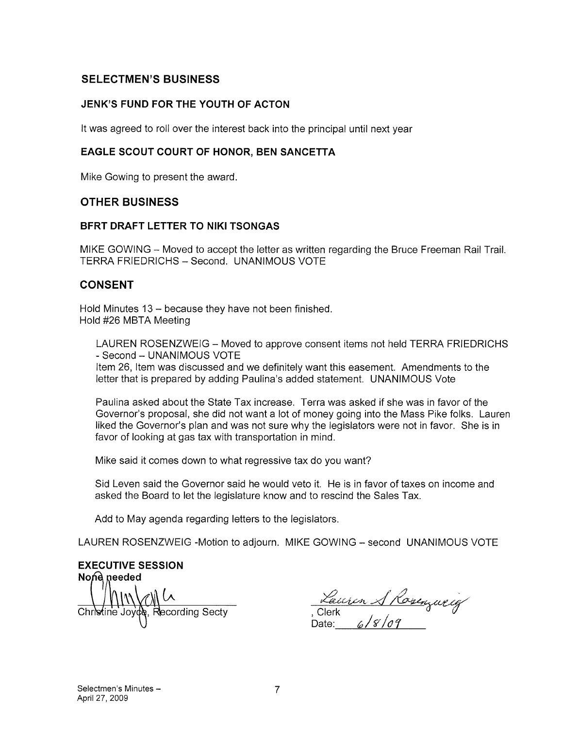## SELECTMEN'S BUSINESS

### JENK'S FUND FOR THE YOUTH OF ACTON

It was agreed to roll over the interest back into the principal until next year

### EAGLE SCOUT COURT OF HONOR, BEN SANCETTA

Mike Gowing to present the award.

## OTHER BUSINESS

### BFRT DRAFT LETTER TO NIKI TSONGAS

MIKE GOWING – Moved to accept the letter as written regarding the Bruce Freeman Rail Trail. TERRA FRIEDRICHS – Second. UNANIMOUS VOTE

## CONSENT

Hold Minutes 13 – because they have not been finished.
Hold #26 MBTA Meeting

> LAUREN ROSENZWEIG – Moved to approve consent items not held TERRA FRIEDRICHS - Second – UNANIMOUS VOTE
> Item 26, Item was discussed and we definitely want this easement. Amendments to the letter that is prepared by adding Paulina's added statement. UNANIMOUS Vote
>
> Paulina asked about the State Tax increase. Terra was asked if she was in favor of the Governor's proposal, she did not want a lot of money going into the Mass Pike folks. Lauren liked the Governor's plan and was not sure why the legislators were not in favor. She is in favor of looking at gas tax with transportation in mind.
>
> Mike said it comes down to what regressive tax do you want?
>
> Sid Leven said the Governor said he would veto it. He is in favor of taxes on income and asked the Board to let the legislature know and to rescind the Sales Tax.
>
> Add to May agenda regarding letters to the legislators.

LAUREN ROSENZWEIG -Motion to adjourn. MIKE GOWING – second UNANIMOUS VOTE

**EXECUTIVE SESSION**
**None needed**

Christine Joyce, Recording Secty

Lauren S Rosenzweig
, Clerk
Date: 6/8/09

Selectmen's Minutes –
April 27, 2009